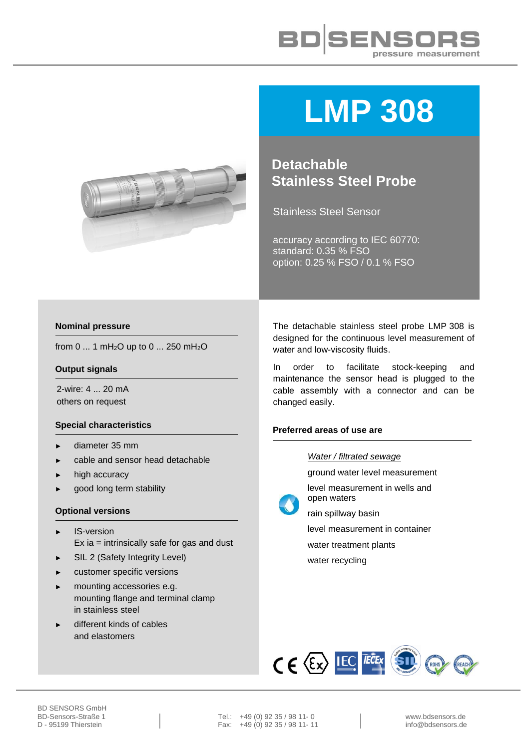# LMP 308

## Detachable Stainless Steel Probe

Stainless Steel Sensor

accuracy according to IEC 60770:
standard: 0.35 % FSO
option: 0.25 % FSO / 0.1 % FSO

### Nominal pressure

from 0 ... 1 $mH_2O$ up to 0 ... 250 $mH_2O$

### Output signals

2-wire: 4 ... 20 mA
others on request

### Special characteristics

- diameter 35 mm
- cable and sensor head detachable
- high accuracy
- good long term stability

### Optional versions

- IS-version
  Ex ia = intrinsically safe for gas and dust
- SIL 2 (Safety Integrity Level)
- customer specific versions
- mounting accessories e.g.
  mounting flange and terminal clamp
  in stainless steel
- different kinds of cables
  and elastomers

The detachable stainless steel probe LMP 308 is designed for the continuous level measurement of water and low-viscosity fluids.

In order to facilitate stock-keeping and maintenance the sensor head is plugged to the cable assembly with a connector and can be changed easily.

### Preferred areas of use are

*Water / filtrated sewage*

ground water level measurement
level measurement in wells and open waters
rain spillway basin
level measurement in container
water treatment plants
water recycling

BD SENSORS GmbH
BD-Sensors-Straße 1
D - 95199 Thierstein

Tel.: +49 (0) 92 35 / 98 11- 0
Fax: +49 (0) 92 35 / 98 11- 11

www.bdsensors.de
info@bdsensors.de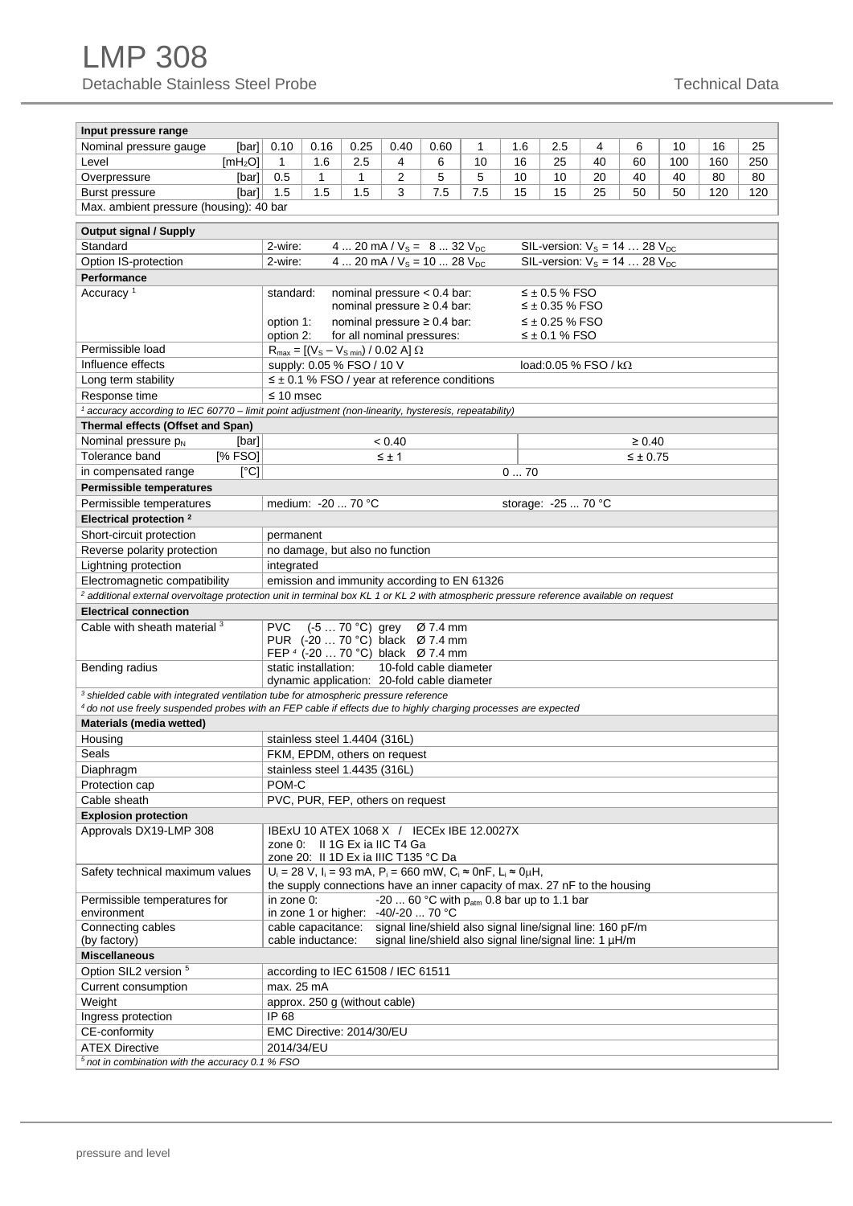# LMP 308

Detachable Stainless Steel Probe

Technical Data

| Input pressure range | | | | | | | | | | | | | | |
|---|---|---|---|---|---|---|---|---|---|---|---|---|---|---|
| Nominal pressure gauge [bar] | 0.10 | 0.16 | 0.25 | 0.40 | 0.60 | 1 | 1.6 | 2.5 | 4 | 6 | 10 | 16 | 25 |
| Level [$mH_2O$] | 1 | 1.6 | 2.5 | 4 | 6 | 10 | 16 | 25 | 40 | 60 | 100 | 160 | 250 |
| Overpressure [bar] | 0.5 | 1 | 1 | 2 | 5 | 5 | 10 | 10 | 20 | 40 | 40 | 80 | 80 |
| Burst pressure [bar] | 1.5 | 1.5 | 1.5 | 3 | 7.5 | 7.5 | 15 | 15 | 25 | 50 | 50 | 120 | 120 |
| Max. ambient pressure (housing): 40 bar | | | | | | | | | | | | | |

| Output signal / Supply | | |
|---|---|---|
| Standard | 2-wire: 4 ... 20 mA / $V_S$ = 8 ... 32 $V_{DC}$ | SIL-version: $V_S$ = 14 … 28 $V_{DC}$ |
| Option IS-protection | 2-wire: 4 ... 20 mA / $V_S$ = 10 ... 28 $V_{DC}$ | SIL-version: $V_S$ = 14 … 28 $V_{DC}$ |
| **Performance** | | |
| Accuracy [1] | standard: nominal pressure < 0.4 bar:<br>nominal pressure ≥ 0.4 bar:<br>option 1: nominal pressure ≥ 0.4 bar:<br>option 2: for all nominal pressures: | ≤ ± 0.5 % FSO<br>≤ ± 0.35 % FSO<br>≤ ± 0.25 % FSO<br>≤ ± 0.1 % FSO |
| Permissible load | $R_{max} = [(V_S - V_{S\ min}) / 0.02\ A]\ \Omega$ | |
| Influence effects | supply: 0.05 % FSO / 10 V | load: 0.05 % FSO / kΩ |
| Long term stability | ≤ ± 0.1 % FSO / year at reference conditions | |
| Response time | ≤ 10 msec | |
| *[1] accuracy according to IEC 60770 – limit point adjustment (non-linearity, hysteresis, repeatability)* | | |

| Thermal effects (Offset and Span) | | |
|---|---|---|
| Nominal pressure $p_N$ [bar] | < 0.40 | ≥ 0.40 |
| Tolerance band [% FSO] | ≤ ± 1 | ≤ ± 0.75 |
| in compensated range [°C] | 0 ... 70 | |
| **Permissible temperatures** | | |
| Permissible temperatures | medium: -20 ... 70 °C | storage: -25 ... 70 °C |

| Electrical protection [2] | |
|---|---|
| Short-circuit protection | permanent |
| Reverse polarity protection | no damage, but also no function |
| Lightning protection | integrated |
| Electromagnetic compatibility | emission and immunity according to EN 61326 |
| *[2] additional external overvoltage protection unit in terminal box KL 1 or KL 2 with atmospheric pressure reference available on request* | |
| **Electrical connection** | |
| Cable with sheath material [3] | PVC (-5 … 70 °C) grey Ø 7.4 mm<br>PUR (-20 … 70 °C) black Ø 7.4 mm<br>FEP [4] (-20 … 70 °C) black Ø 7.4 mm |
| Bending radius | static installation: 10-fold cable diameter<br>dynamic application: 20-fold cable diameter |
| *[3] shielded cable with integrated ventilation tube for atmospheric pressure reference*<br>*[4] do not use freely suspended probes with an FEP cable if effects due to highly charging processes are expected* | |
| **Materials (media wetted)** | |
| Housing | stainless steel 1.4404 (316L) |
| Seals | FKM, EPDM, others on request |
| Diaphragm | stainless steel 1.4435 (316L) |
| Protection cap | POM-C |
| Cable sheath | PVC, PUR, FEP, others on request |
| **Explosion protection** | |
| Approvals DX19-LMP 308 | IBExU 10 ATEX 1068 X / IECEx IBE 12.0027X<br>zone 0: II 1G Ex ia IIC T4 Ga<br>zone 20: II 1D Ex ia IIIC T135 °C Da |
| Safety technical maximum values | $U_i$ = 28 V, $I_i$ = 93 mA, $P_i$ = 660 mW, $C_i$ ≈ 0nF, $L_i$ ≈ 0µH,<br>the supply connections have an inner capacity of max. 27 nF to the housing |
| Permissible temperatures for environment | in zone 0: -20 ... 60 °C with $p_{atm}$ 0.8 bar up to 1.1 bar<br>in zone 1 or higher: -40/-20 ... 70 °C |
| Connecting cables (by factory) | cable capacitance: signal line/shield also signal line/signal line: 160 pF/m<br>cable inductance: signal line/shield also signal line/signal line: 1 µH/m |
| **Miscellaneous** | |
| Option SIL2 version [5] | according to IEC 61508 / IEC 61511 |
| Current consumption | max. 25 mA |
| Weight | approx. 250 g (without cable) |
| Ingress protection | IP 68 |
| CE-conformity | EMC Directive: 2014/30/EU |
| ATEX Directive | 2014/34/EU |
| *[5] not in combination with the accuracy 0.1 % FSO* | |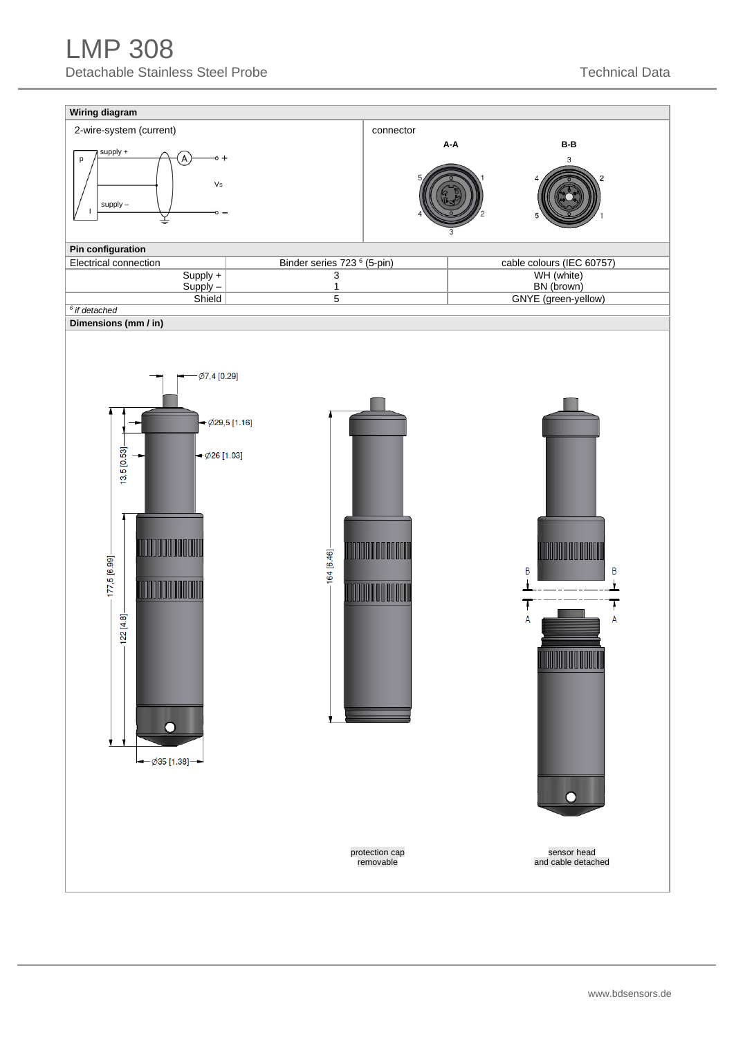## Wiring diagram

2-wire-system (current)

connector

A-A

B-B

## Pin configuration

| Electrical connection | Binder series 723 [6] (5-pin) | cable colours (IEC 60757) |
|---|---|---|
| Supply + | 3 | WH (white) |
| Supply – | 1 | BN (brown) |
| Shield | 5 | GNYE (green-yellow) |

*[6] if detached*

## Dimensions (mm / in)

Ø7,4 [0.29]

Ø29,5 [1.16]

Ø26 [1.03]

13,5 [0.53]

177,5 [6.99]

122 [4.8]

Ø35 [1.38]

164 [6.46]

protection cap removable

sensor head and cable detached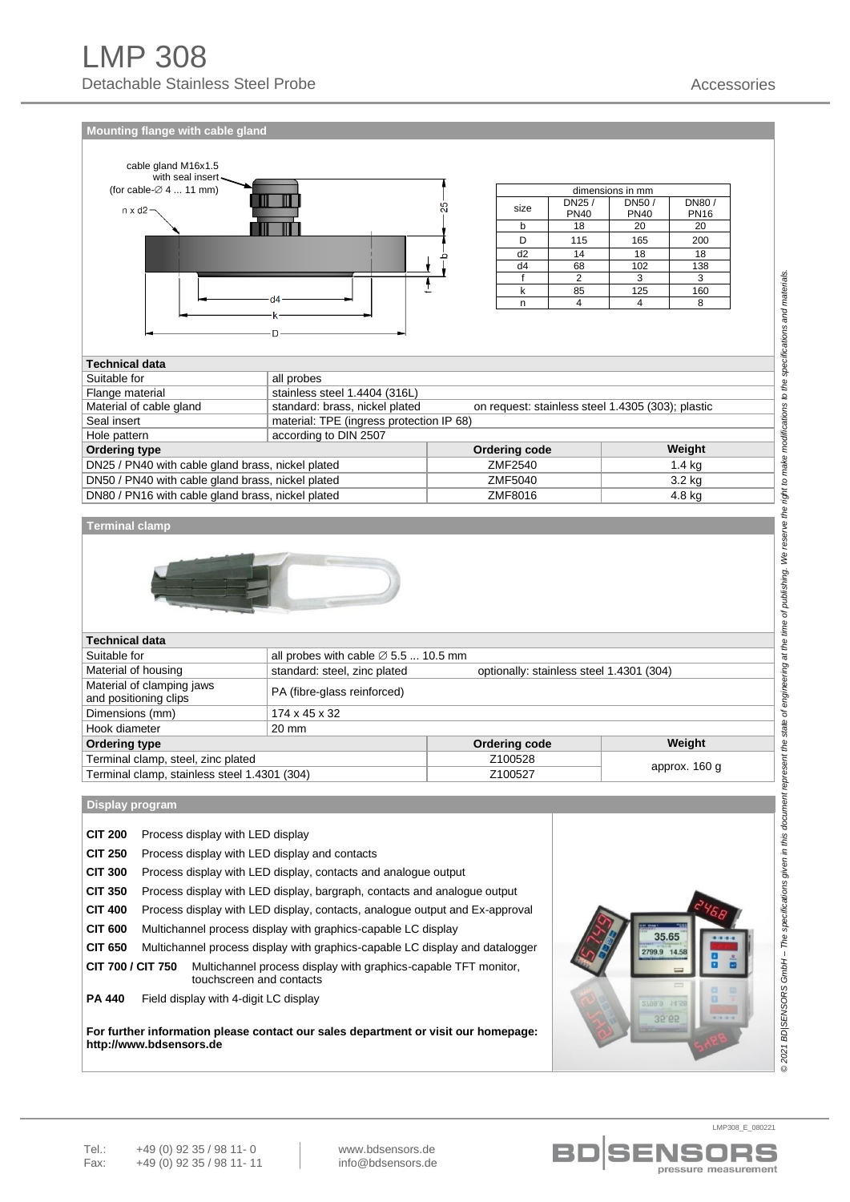## Mounting flange with cable gland

cable gland M16x1.5 with seal insert (for cable-∅ 4 ... 11 mm)

n x d2

| dimensions in mm | | | |
|---|---|---|---|
| size | DN25 / PN40 | DN50 / PN40 | DN80 / PN16 |
| b | 18 | 20 | 20 |
| D | 115 | 165 | 200 |
| d2 | 14 | 18 | 18 |
| d4 | 68 | 102 | 138 |
| f | 2 | 3 | 3 |
| k | 85 | 125 | 160 |
| n | 4 | 4 | 8 |

| Technical data | | | |
|---|---|---|---|
| Suitable for | all probes | | |
| Flange material | stainless steel 1.4404 (316L) | | |
| Material of cable gland | standard: brass, nickel plated | on request: stainless steel 1.4305 (303); plastic | |
| Seal insert | material: TPE (ingress protection IP 68) | | |
| Hole pattern | according to DIN 2507 | | |
| **Ordering type** | | **Ordering code** | **Weight** |
| DN25 / PN40 with cable gland brass, nickel plated | | ZMF2540 | 1.4 kg |
| DN50 / PN40 with cable gland brass, nickel plated | | ZMF5040 | 3.2 kg |
| DN80 / PN16 with cable gland brass, nickel plated | | ZMF8016 | 4.8 kg |

## Terminal clamp

| Technical data | | | |
|---|---|---|---|
| Suitable for | all probes with cable ∅ 5.5 ... 10.5 mm | | |
| Material of housing | standard: steel, zinc plated | optionally: stainless steel 1.4301 (304) | |
| Material of clamping jaws and positioning clips | PA (fibre-glass reinforced) | | |
| Dimensions (mm) | 174 x 45 x 32 | | |
| Hook diameter | 20 mm | | |
| **Ordering type** | | **Ordering code** | **Weight** |
| Terminal clamp, steel, zinc plated | | Z100528 | approx. 160 g |
| Terminal clamp, stainless steel 1.4301 (304) | | Z100527 | |

## Display program

**CIT 200** Process display with LED display

**CIT 250** Process display with LED display and contacts

**CIT 300** Process display with LED display, contacts and analogue output

**CIT 350** Process display with LED display, bargraph, contacts and analogue output

**CIT 400** Process display with LED display, contacts, analogue output and Ex-approval

**CIT 600** Multichannel process display with graphics-capable LC display

**CIT 650** Multichannel process display with graphics-capable LC display and datalogger

**CIT 700 / CIT 750** Multichannel process display with graphics-capable TFT monitor, touchscreen and contacts

**PA 440** Field display with 4-digit LC display

**For further information please contact our sales department or visit our homepage: http://www.bdsensors.de**

© 2021 BD|SENSORS GmbH – The specifications given in this document represent the state of engineering at the time of publishing. We reserve the right to make modifications to the specifications and materials.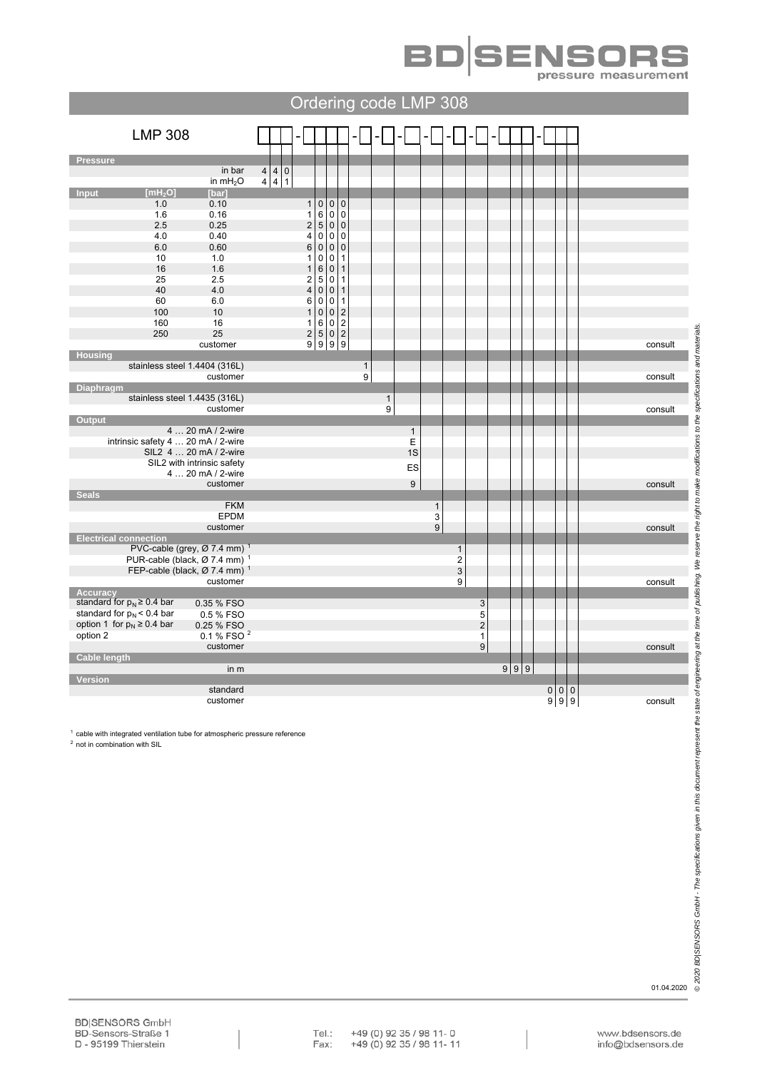# Ordering code LMP 308

LMP 308 [ ][ ][ ] - [ ][ ][ ][ ] - [ ] - [ ] - [ ] - [ ] - [ ] - [ ] - [ ][ ][ ] - [ ][ ][ ]

| | | | | | | | | | | | | |
|---|---|---|---|---|---|---|---|---|---|---|---|---|
| **Pressure** | | | | | | | | | | | | |
| | in bar | 4 4 0 | | | | | | | | | | |
| | in $mH_2O$ | 4 4 1 | | | | | | | | | | |
| **Input** [$mH_2O$] | [bar] | | | | | | | | | | | |
| 1.0 | 0.10 | | 1 0 0 0 | | | | | | | | | |
| 1.6 | 0.16 | | 1 6 0 0 | | | | | | | | | |
| 2.5 | 0.25 | | 2 5 0 0 | | | | | | | | | |
| 4.0 | 0.40 | | 4 0 0 0 | | | | | | | | | |
| 6.0 | 0.60 | | 6 0 0 0 | | | | | | | | | |
| 10 | 1.0 | | 1 0 0 1 | | | | | | | | | |
| 16 | 1.6 | | 1 6 0 1 | | | | | | | | | |
| 25 | 2.5 | | 2 5 0 1 | | | | | | | | | |
| 40 | 4.0 | | 4 0 0 1 | | | | | | | | | |
| 60 | 6.0 | | 6 0 0 1 | | | | | | | | | |
| 100 | 10 | | 1 0 0 2 | | | | | | | | | |
| 160 | 16 | | 1 6 0 2 | | | | | | | | | |
| 250 | 25 | | 2 5 0 2 | | | | | | | | | |
| | customer | | 9 9 9 9 | | | | | | | | | consult |
| **Housing** | | | | | | | | | | | | |
| | stainless steel 1.4404 (316L) | | | 1 | | | | | | | | |
| | customer | | | 9 | | | | | | | | consult |
| **Diaphragm** | | | | | | | | | | | | |
| | stainless steel 1.4435 (316L) | | | | 1 | | | | | | | |
| | customer | | | | 9 | | | | | | | consult |
| **Output** | | | | | | | | | | | | |
| | 4 … 20 mA / 2-wire | | | | | 1 | | | | | | |
| | intrinsic safety 4 … 20 mA / 2-wire | | | | | E | | | | | | |
| | SIL2 4 … 20 mA / 2-wire | | | | | 1S | | | | | | |
| | SIL2 with intrinsic safety 4 … 20 mA / 2-wire | | | | | ES | | | | | | |
| | customer | | | | | 9 | | | | | | consult |
| **Seals** | | | | | | | | | | | | |
| | FKM | | | | | | 1 | | | | | |
| | EPDM | | | | | | 3 | | | | | |
| | customer | | | | | | 9 | | | | | consult |
| **Electrical connection** | | | | | | | | | | | | |
| | PVC-cable (grey, Ø 7.4 mm) [1] | | | | | | | 1 | | | | |
| | PUR-cable (black, Ø 7.4 mm) [1] | | | | | | | 2 | | | | |
| | FEP-cable (black, Ø 7.4 mm) [1] | | | | | | | 3 | | | | |
| | customer | | | | | | | 9 | | | | consult |
| **Accuracy** | | | | | | | | | | | | |
| standard for $p_N \geq 0.4$ bar | 0.35 % FSO | | | | | | | | 3 | | | |
| standard for $p_N < 0.4$ bar | 0.5 % FSO | | | | | | | | 5 | | | |
| option 1 for $p_N \geq 0.4$ bar | 0.25 % FSO | | | | | | | | 2 | | | |
| option 2 | 0.1 % FSO [2] | | | | | | | | 1 | | | |
| | customer | | | | | | | | 9 | | | consult |
| **Cable length** | | | | | | | | | | | | |
| | in m | | | | | | | | | 9 9 9 | | |
| **Version** | | | | | | | | | | | | |
| | standard | | | | | | | | | | 0 0 0 | |
| | customer | | | | | | | | | | 9 9 9 | consult |

[1] cable with integrated ventilation tube for atmospheric pressure reference

[2] not in combination with SIL

01.04.2020

© 2020 BD|SENSORS GmbH - The specifications given in this document represent the state of engineering at the time of publishing. We reserve the right to make modifications to the specifications and materials.

BD|SENSORS GmbH
BD-Sensors-Straße 1
D - 95199 Thierstein

Tel.: +49 (0) 92 35 / 98 11- 0
Fax: +49 (0) 92 35 / 98 11- 11

www.bdsensors.de
info@bdsensors.de